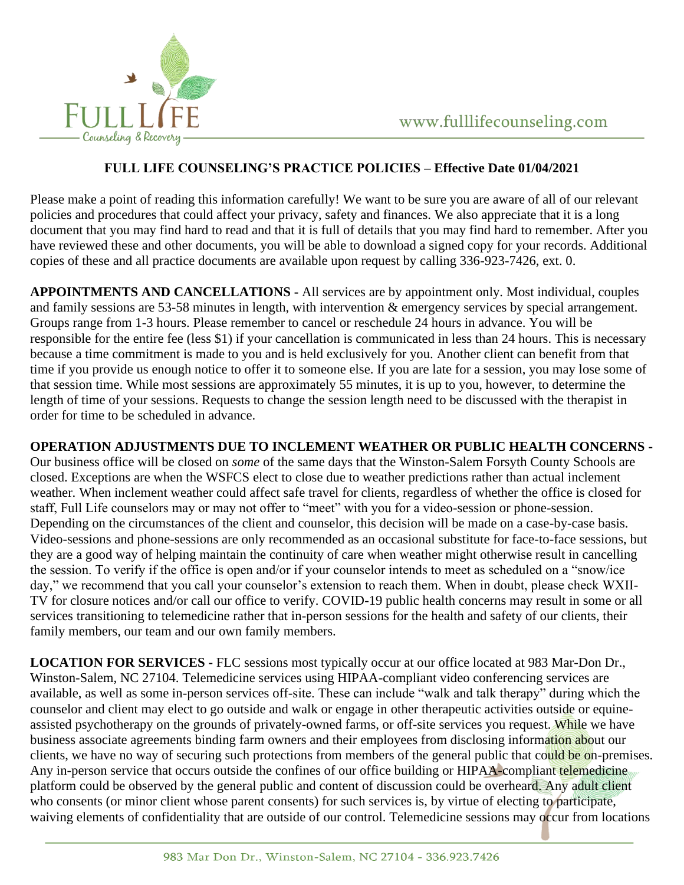# FULL LIFE COUNSELING'S PRACTICE POLICIES – Effective Date 01/04/2021

Please make a point of reading this information carefully! We want to be sure you are aware of all of our relevant policies and procedures that could affect your privacy, safety and finances. We also appreciate that it is a long document that you may find hard to read and that it is full of details that you may find hard to remember. After you have reviewed these and other documents, you will be able to download a signed copy for your records. Additional copies of these and all practice documents are available upon request by calling 336-923-7426, ext. 0.

**APPOINTMENTS AND CANCELLATIONS -** All services are by appointment only. Most individual, couples and family sessions are 53-58 minutes in length, with intervention & emergency services by special arrangement. Groups range from 1-3 hours. Please remember to cancel or reschedule 24 hours in advance. You will be responsible for the entire fee (less $1) if your cancellation is communicated in less than 24 hours. This is necessary because a time commitment is made to you and is held exclusively for you. Another client can benefit from that time if you provide us enough notice to offer it to someone else. If you are late for a session, you may lose some of that session time. While most sessions are approximately 55 minutes, it is up to you, however, to determine the length of time of your sessions. Requests to change the session length need to be discussed with the therapist in order for time to be scheduled in advance.

**OPERATION ADJUSTMENTS DUE TO INCLEMENT WEATHER OR PUBLIC HEALTH CONCERNS -** Our business office will be closed on *some* of the same days that the Winston-Salem Forsyth County Schools are closed. Exceptions are when the WSFCS elect to close due to weather predictions rather than actual inclement weather. When inclement weather could affect safe travel for clients, regardless of whether the office is closed for staff, Full Life counselors may or may not offer to "meet" with you for a video-session or phone-session. Depending on the circumstances of the client and counselor, this decision will be made on a case-by-case basis. Video-sessions and phone-sessions are only recommended as an occasional substitute for face-to-face sessions, but they are a good way of helping maintain the continuity of care when weather might otherwise result in cancelling the session. To verify if the office is open and/or if your counselor intends to meet as scheduled on a "snow/ice day," we recommend that you call your counselor's extension to reach them. When in doubt, please check WXII-TV for closure notices and/or call our office to verify. COVID-19 public health concerns may result in some or all services transitioning to telemedicine rather that in-person sessions for the health and safety of our clients, their family members, our team and our own family members.

**LOCATION FOR SERVICES -** FLC sessions most typically occur at our office located at 983 Mar-Don Dr., Winston-Salem, NC 27104. Telemedicine services using HIPAA-compliant video conferencing services are available, as well as some in-person services off-site. These can include "walk and talk therapy" during which the counselor and client may elect to go outside and walk or engage in other therapeutic activities outside or equine-assisted psychotherapy on the grounds of privately-owned farms, or off-site services you request. While we have business associate agreements binding farm owners and their employees from disclosing information about our clients, we have no way of securing such protections from members of the general public that could be on-premises. Any in-person service that occurs outside the confines of our office building or HIPAA-compliant telemedicine platform could be observed by the general public and content of discussion could be overheard. Any adult client who consents (or minor client whose parent consents) for such services is, by virtue of electing to participate, waiving elements of confidentiality that are outside of our control. Telemedicine sessions may occur from locations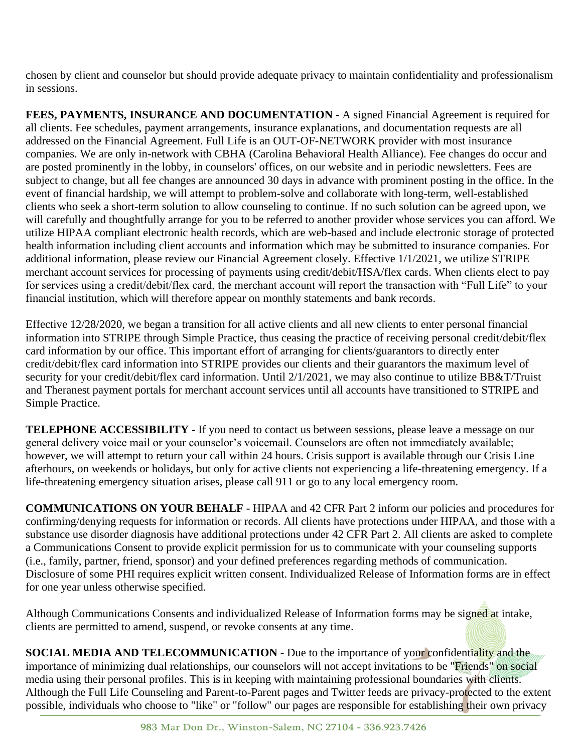chosen by client and counselor but should provide adequate privacy to maintain confidentiality and professionalism in sessions.

**FEES, PAYMENTS, INSURANCE AND DOCUMENTATION -** A signed Financial Agreement is required for all clients. Fee schedules, payment arrangements, insurance explanations, and documentation requests are all addressed on the Financial Agreement. Full Life is an OUT-OF-NETWORK provider with most insurance companies. We are only in-network with CBHA (Carolina Behavioral Health Alliance). Fee changes do occur and are posted prominently in the lobby, in counselors' offices, on our website and in periodic newsletters. Fees are subject to change, but all fee changes are announced 30 days in advance with prominent posting in the office. In the event of financial hardship, we will attempt to problem-solve and collaborate with long-term, well-established clients who seek a short-term solution to allow counseling to continue. If no such solution can be agreed upon, we will carefully and thoughtfully arrange for you to be referred to another provider whose services you can afford. We utilize HIPAA compliant electronic health records, which are web-based and include electronic storage of protected health information including client accounts and information which may be submitted to insurance companies. For additional information, please review our Financial Agreement closely. Effective 1/1/2021, we utilize STRIPE merchant account services for processing of payments using credit/debit/HSA/flex cards. When clients elect to pay for services using a credit/debit/flex card, the merchant account will report the transaction with "Full Life" to your financial institution, which will therefore appear on monthly statements and bank records.

Effective 12/28/2020, we began a transition for all active clients and all new clients to enter personal financial information into STRIPE through Simple Practice, thus ceasing the practice of receiving personal credit/debit/flex card information by our office. This important effort of arranging for clients/guarantors to directly enter credit/debit/flex card information into STRIPE provides our clients and their guarantors the maximum level of security for your credit/debit/flex card information. Until 2/1/2021, we may also continue to utilize BB&T/Truist and Theranest payment portals for merchant account services until all accounts have transitioned to STRIPE and Simple Practice.

**TELEPHONE ACCESSIBILITY -** If you need to contact us between sessions, please leave a message on our general delivery voice mail or your counselor's voicemail. Counselors are often not immediately available; however, we will attempt to return your call within 24 hours. Crisis support is available through our Crisis Line afterhours, on weekends or holidays, but only for active clients not experiencing a life-threatening emergency. If a life-threatening emergency situation arises, please call 911 or go to any local emergency room.

**COMMUNICATIONS ON YOUR BEHALF -** HIPAA and 42 CFR Part 2 inform our policies and procedures for confirming/denying requests for information or records. All clients have protections under HIPAA, and those with a substance use disorder diagnosis have additional protections under 42 CFR Part 2. All clients are asked to complete a Communications Consent to provide explicit permission for us to communicate with your counseling supports (i.e., family, partner, friend, sponsor) and your defined preferences regarding methods of communication. Disclosure of some PHI requires explicit written consent. Individualized Release of Information forms are in effect for one year unless otherwise specified.

Although Communications Consents and individualized Release of Information forms may be signed at intake, clients are permitted to amend, suspend, or revoke consents at any time.

**SOCIAL MEDIA AND TELECOMMUNICATION -** Due to the importance of your confidentiality and the importance of minimizing dual relationships, our counselors will not accept invitations to be "Friends" on social media using their personal profiles. This is in keeping with maintaining professional boundaries with clients. Although the Full Life Counseling and Parent-to-Parent pages and Twitter feeds are privacy-protected to the extent possible, individuals who choose to "like" or "follow" our pages are responsible for establishing their own privacy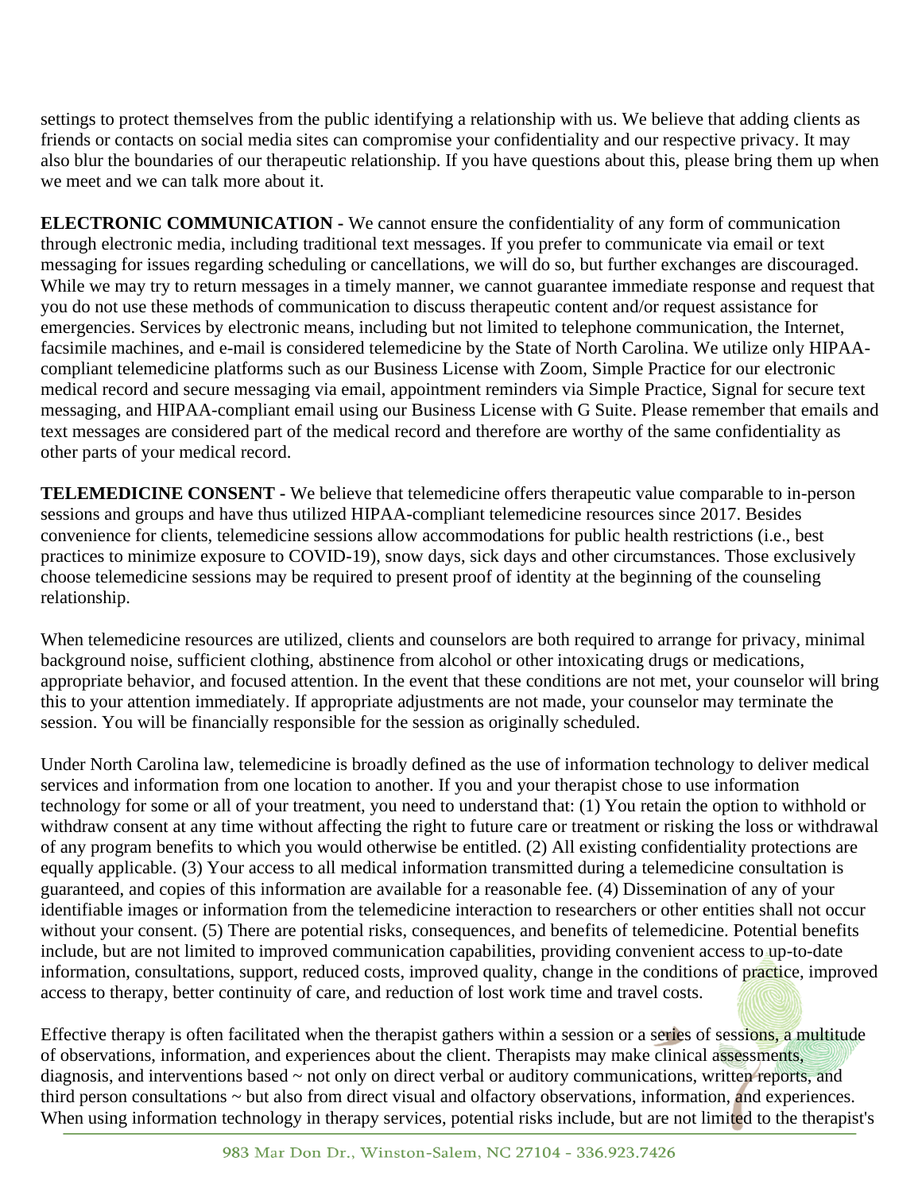settings to protect themselves from the public identifying a relationship with us. We believe that adding clients as friends or contacts on social media sites can compromise your confidentiality and our respective privacy. It may also blur the boundaries of our therapeutic relationship. If you have questions about this, please bring them up when we meet and we can talk more about it.

**ELECTRONIC COMMUNICATION -** We cannot ensure the confidentiality of any form of communication through electronic media, including traditional text messages. If you prefer to communicate via email or text messaging for issues regarding scheduling or cancellations, we will do so, but further exchanges are discouraged. While we may try to return messages in a timely manner, we cannot guarantee immediate response and request that you do not use these methods of communication to discuss therapeutic content and/or request assistance for emergencies. Services by electronic means, including but not limited to telephone communication, the Internet, facsimile machines, and e-mail is considered telemedicine by the State of North Carolina. We utilize only HIPAA-compliant telemedicine platforms such as our Business License with Zoom, Simple Practice for our electronic medical record and secure messaging via email, appointment reminders via Simple Practice, Signal for secure text messaging, and HIPAA-compliant email using our Business License with G Suite. Please remember that emails and text messages are considered part of the medical record and therefore are worthy of the same confidentiality as other parts of your medical record.

**TELEMEDICINE CONSENT -** We believe that telemedicine offers therapeutic value comparable to in-person sessions and groups and have thus utilized HIPAA-compliant telemedicine resources since 2017. Besides convenience for clients, telemedicine sessions allow accommodations for public health restrictions (i.e., best practices to minimize exposure to COVID-19), snow days, sick days and other circumstances. Those exclusively choose telemedicine sessions may be required to present proof of identity at the beginning of the counseling relationship.

When telemedicine resources are utilized, clients and counselors are both required to arrange for privacy, minimal background noise, sufficient clothing, abstinence from alcohol or other intoxicating drugs or medications, appropriate behavior, and focused attention. In the event that these conditions are not met, your counselor will bring this to your attention immediately. If appropriate adjustments are not made, your counselor may terminate the session. You will be financially responsible for the session as originally scheduled.

Under North Carolina law, telemedicine is broadly defined as the use of information technology to deliver medical services and information from one location to another. If you and your therapist chose to use information technology for some or all of your treatment, you need to understand that: (1) You retain the option to withhold or withdraw consent at any time without affecting the right to future care or treatment or risking the loss or withdrawal of any program benefits to which you would otherwise be entitled. (2) All existing confidentiality protections are equally applicable. (3) Your access to all medical information transmitted during a telemedicine consultation is guaranteed, and copies of this information are available for a reasonable fee. (4) Dissemination of any of your identifiable images or information from the telemedicine interaction to researchers or other entities shall not occur without your consent. (5) There are potential risks, consequences, and benefits of telemedicine. Potential benefits include, but are not limited to improved communication capabilities, providing convenient access to up-to-date information, consultations, support, reduced costs, improved quality, change in the conditions of practice, improved access to therapy, better continuity of care, and reduction of lost work time and travel costs.

Effective therapy is often facilitated when the therapist gathers within a session or a series of sessions, a multitude of observations, information, and experiences about the client. Therapists may make clinical assessments, diagnosis, and interventions based ~ not only on direct verbal or auditory communications, written reports, and third person consultations ~ but also from direct visual and olfactory observations, information, and experiences. When using information technology in therapy services, potential risks include, but are not limited to the therapist's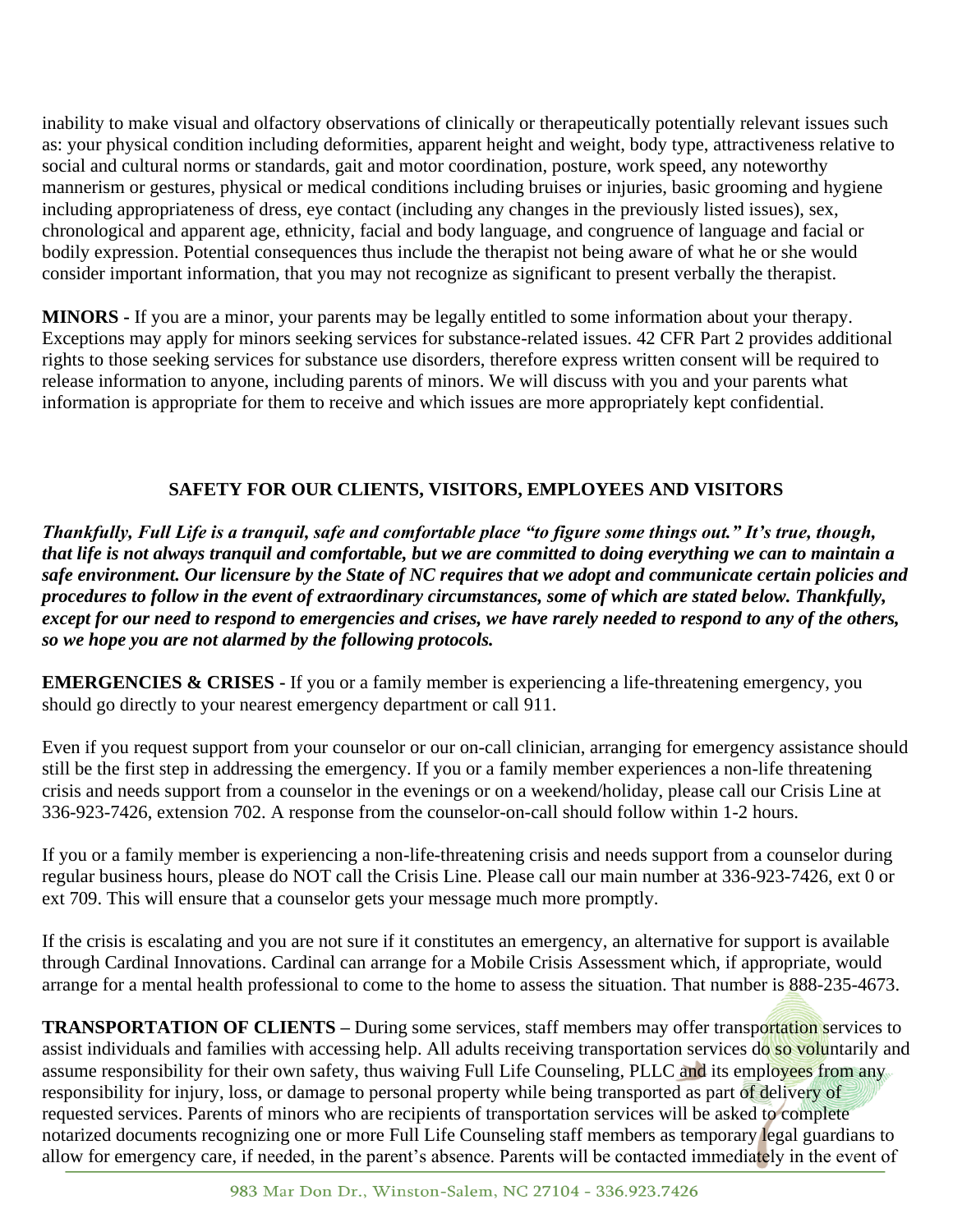inability to make visual and olfactory observations of clinically or therapeutically potentially relevant issues such as: your physical condition including deformities, apparent height and weight, body type, attractiveness relative to social and cultural norms or standards, gait and motor coordination, posture, work speed, any noteworthy mannerism or gestures, physical or medical conditions including bruises or injuries, basic grooming and hygiene including appropriateness of dress, eye contact (including any changes in the previously listed issues), sex, chronological and apparent age, ethnicity, facial and body language, and congruence of language and facial or bodily expression. Potential consequences thus include the therapist not being aware of what he or she would consider important information, that you may not recognize as significant to present verbally the therapist.

**MINORS -** If you are a minor, your parents may be legally entitled to some information about your therapy. Exceptions may apply for minors seeking services for substance-related issues. 42 CFR Part 2 provides additional rights to those seeking services for substance use disorders, therefore express written consent will be required to release information to anyone, including parents of minors. We will discuss with you and your parents what information is appropriate for them to receive and which issues are more appropriately kept confidential.

## SAFETY FOR OUR CLIENTS, VISITORS, EMPLOYEES AND VISITORS

***Thankfully, Full Life is a tranquil, safe and comfortable place "to figure some things out." It's true, though, that life is not always tranquil and comfortable, but we are committed to doing everything we can to maintain a safe environment. Our licensure by the State of NC requires that we adopt and communicate certain policies and procedures to follow in the event of extraordinary circumstances, some of which are stated below. Thankfully, except for our need to respond to emergencies and crises, we have rarely needed to respond to any of the others, so we hope you are not alarmed by the following protocols.***

**EMERGENCIES & CRISES -** If you or a family member is experiencing a life-threatening emergency, you should go directly to your nearest emergency department or call 911.

Even if you request support from your counselor or our on-call clinician, arranging for emergency assistance should still be the first step in addressing the emergency. If you or a family member experiences a non-life threatening crisis and needs support from a counselor in the evenings or on a weekend/holiday, please call our Crisis Line at 336-923-7426, extension 702. A response from the counselor-on-call should follow within 1-2 hours.

If you or a family member is experiencing a non-life-threatening crisis and needs support from a counselor during regular business hours, please do NOT call the Crisis Line. Please call our main number at 336-923-7426, ext 0 or ext 709. This will ensure that a counselor gets your message much more promptly.

If the crisis is escalating and you are not sure if it constitutes an emergency, an alternative for support is available through Cardinal Innovations. Cardinal can arrange for a Mobile Crisis Assessment which, if appropriate, would arrange for a mental health professional to come to the home to assess the situation. That number is 888-235-4673.

**TRANSPORTATION OF CLIENTS –** During some services, staff members may offer transportation services to assist individuals and families with accessing help. All adults receiving transportation services do so voluntarily and assume responsibility for their own safety, thus waiving Full Life Counseling, PLLC and its employees from any responsibility for injury, loss, or damage to personal property while being transported as part of delivery of requested services. Parents of minors who are recipients of transportation services will be asked to complete notarized documents recognizing one or more Full Life Counseling staff members as temporary legal guardians to allow for emergency care, if needed, in the parent's absence. Parents will be contacted immediately in the event of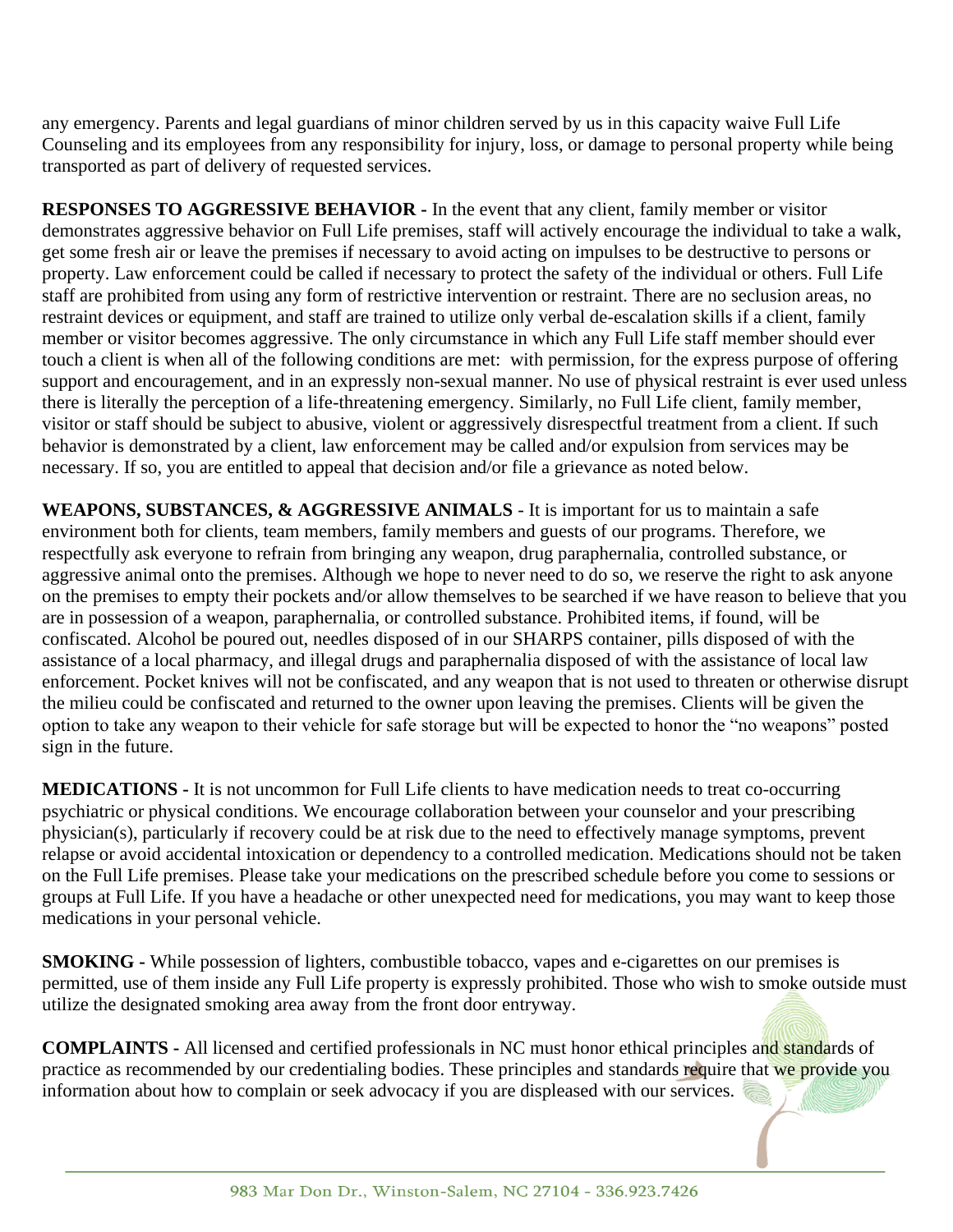any emergency. Parents and legal guardians of minor children served by us in this capacity waive Full Life Counseling and its employees from any responsibility for injury, loss, or damage to personal property while being transported as part of delivery of requested services.

**RESPONSES TO AGGRESSIVE BEHAVIOR -** In the event that any client, family member or visitor demonstrates aggressive behavior on Full Life premises, staff will actively encourage the individual to take a walk, get some fresh air or leave the premises if necessary to avoid acting on impulses to be destructive to persons or property. Law enforcement could be called if necessary to protect the safety of the individual or others. Full Life staff are prohibited from using any form of restrictive intervention or restraint. There are no seclusion areas, no restraint devices or equipment, and staff are trained to utilize only verbal de-escalation skills if a client, family member or visitor becomes aggressive. The only circumstance in which any Full Life staff member should ever touch a client is when all of the following conditions are met: with permission, for the express purpose of offering support and encouragement, and in an expressly non-sexual manner. No use of physical restraint is ever used unless there is literally the perception of a life-threatening emergency. Similarly, no Full Life client, family member, visitor or staff should be subject to abusive, violent or aggressively disrespectful treatment from a client. If such behavior is demonstrated by a client, law enforcement may be called and/or expulsion from services may be necessary. If so, you are entitled to appeal that decision and/or file a grievance as noted below.

**WEAPONS, SUBSTANCES, & AGGRESSIVE ANIMALS** - It is important for us to maintain a safe environment both for clients, team members, family members and guests of our programs. Therefore, we respectfully ask everyone to refrain from bringing any weapon, drug paraphernalia, controlled substance, or aggressive animal onto the premises. Although we hope to never need to do so, we reserve the right to ask anyone on the premises to empty their pockets and/or allow themselves to be searched if we have reason to believe that you are in possession of a weapon, paraphernalia, or controlled substance. Prohibited items, if found, will be confiscated. Alcohol be poured out, needles disposed of in our SHARPS container, pills disposed of with the assistance of a local pharmacy, and illegal drugs and paraphernalia disposed of with the assistance of local law enforcement. Pocket knives will not be confiscated, and any weapon that is not used to threaten or otherwise disrupt the milieu could be confiscated and returned to the owner upon leaving the premises. Clients will be given the option to take any weapon to their vehicle for safe storage but will be expected to honor the "no weapons" posted sign in the future.

**MEDICATIONS -** It is not uncommon for Full Life clients to have medication needs to treat co-occurring psychiatric or physical conditions. We encourage collaboration between your counselor and your prescribing physician(s), particularly if recovery could be at risk due to the need to effectively manage symptoms, prevent relapse or avoid accidental intoxication or dependency to a controlled medication. Medications should not be taken on the Full Life premises. Please take your medications on the prescribed schedule before you come to sessions or groups at Full Life. If you have a headache or other unexpected need for medications, you may want to keep those medications in your personal vehicle.

**SMOKING -** While possession of lighters, combustible tobacco, vapes and e-cigarettes on our premises is permitted, use of them inside any Full Life property is expressly prohibited. Those who wish to smoke outside must utilize the designated smoking area away from the front door entryway.

**COMPLAINTS -** All licensed and certified professionals in NC must honor ethical principles and standards of practice as recommended by our credentialing bodies. These principles and standards require that we provide you information about how to complain or seek advocacy if you are displeased with our services.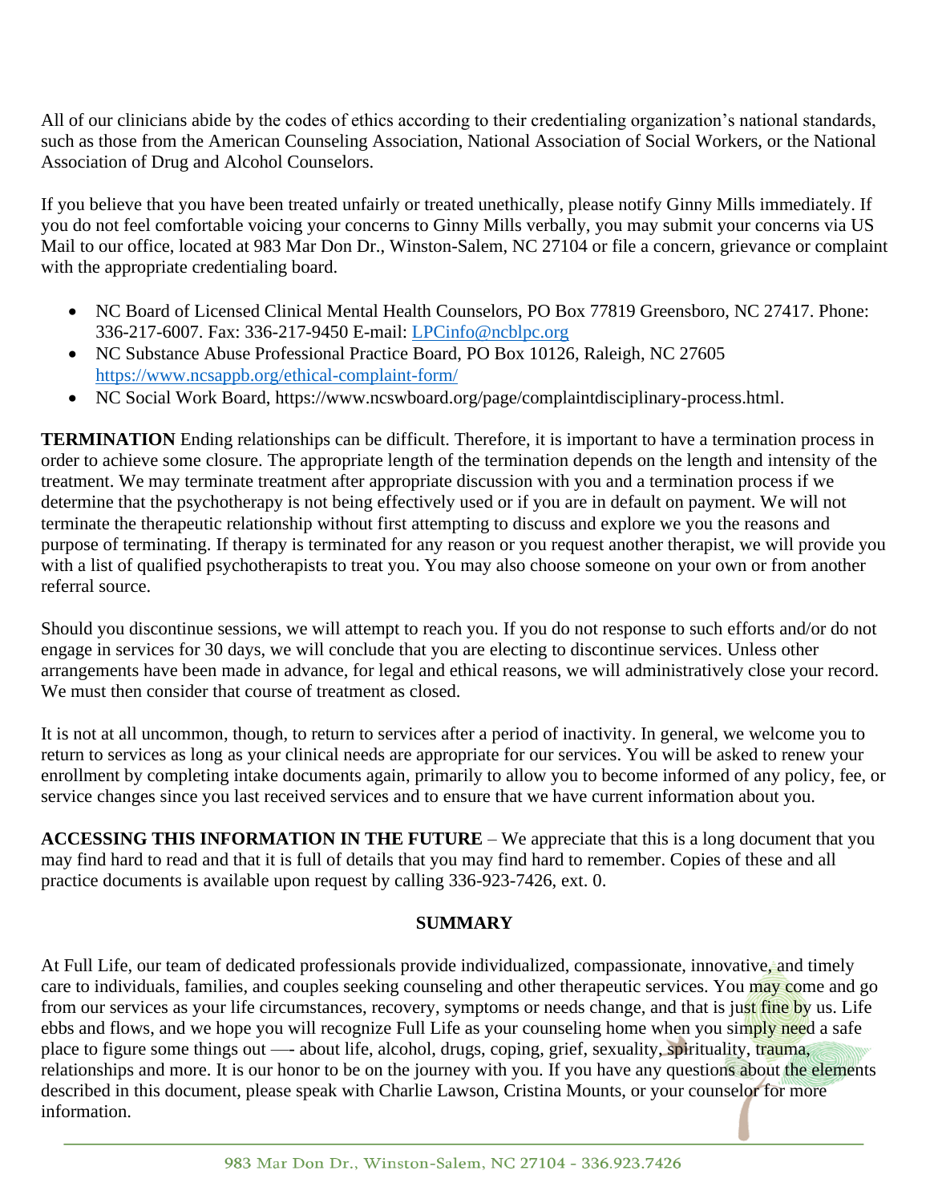All of our clinicians abide by the codes of ethics according to their credentialing organization's national standards, such as those from the American Counseling Association, National Association of Social Workers, or the National Association of Drug and Alcohol Counselors.

If you believe that you have been treated unfairly or treated unethically, please notify Ginny Mills immediately. If you do not feel comfortable voicing your concerns to Ginny Mills verbally, you may submit your concerns via US Mail to our office, located at 983 Mar Don Dr., Winston-Salem, NC 27104 or file a concern, grievance or complaint with the appropriate credentialing board.

- NC Board of Licensed Clinical Mental Health Counselors, PO Box 77819 Greensboro, NC 27417. Phone: 336-217-6007. Fax: 336-217-9450 E-mail: LPCinfo@ncblpc.org
- NC Substance Abuse Professional Practice Board, PO Box 10126, Raleigh, NC 27605 https://www.ncsappb.org/ethical-complaint-form/
- NC Social Work Board, https://www.ncswboard.org/page/complaintdisciplinary-process.html.

**TERMINATION** Ending relationships can be difficult. Therefore, it is important to have a termination process in order to achieve some closure. The appropriate length of the termination depends on the length and intensity of the treatment. We may terminate treatment after appropriate discussion with you and a termination process if we determine that the psychotherapy is not being effectively used or if you are in default on payment. We will not terminate the therapeutic relationship without first attempting to discuss and explore we you the reasons and purpose of terminating. If therapy is terminated for any reason or you request another therapist, we will provide you with a list of qualified psychotherapists to treat you. You may also choose someone on your own or from another referral source.

Should you discontinue sessions, we will attempt to reach you. If you do not response to such efforts and/or do not engage in services for 30 days, we will conclude that you are electing to discontinue services. Unless other arrangements have been made in advance, for legal and ethical reasons, we will administratively close your record. We must then consider that course of treatment as closed.

It is not at all uncommon, though, to return to services after a period of inactivity. In general, we welcome you to return to services as long as your clinical needs are appropriate for our services. You will be asked to renew your enrollment by completing intake documents again, primarily to allow you to become informed of any policy, fee, or service changes since you last received services and to ensure that we have current information about you.

**ACCESSING THIS INFORMATION IN THE FUTURE** – We appreciate that this is a long document that you may find hard to read and that it is full of details that you may find hard to remember. Copies of these and all practice documents is available upon request by calling 336-923-7426, ext. 0.

## SUMMARY

At Full Life, our team of dedicated professionals provide individualized, compassionate, innovative, and timely care to individuals, families, and couples seeking counseling and other therapeutic services. You may come and go from our services as your life circumstances, recovery, symptoms or needs change, and that is just fine by us. Life ebbs and flows, and we hope you will recognize Full Life as your counseling home when you simply need a safe place to figure some things out —- about life, alcohol, drugs, coping, grief, sexuality, spirituality, trauma, relationships and more. It is our honor to be on the journey with you. If you have any questions about the elements described in this document, please speak with Charlie Lawson, Cristina Mounts, or your counselor for more information.